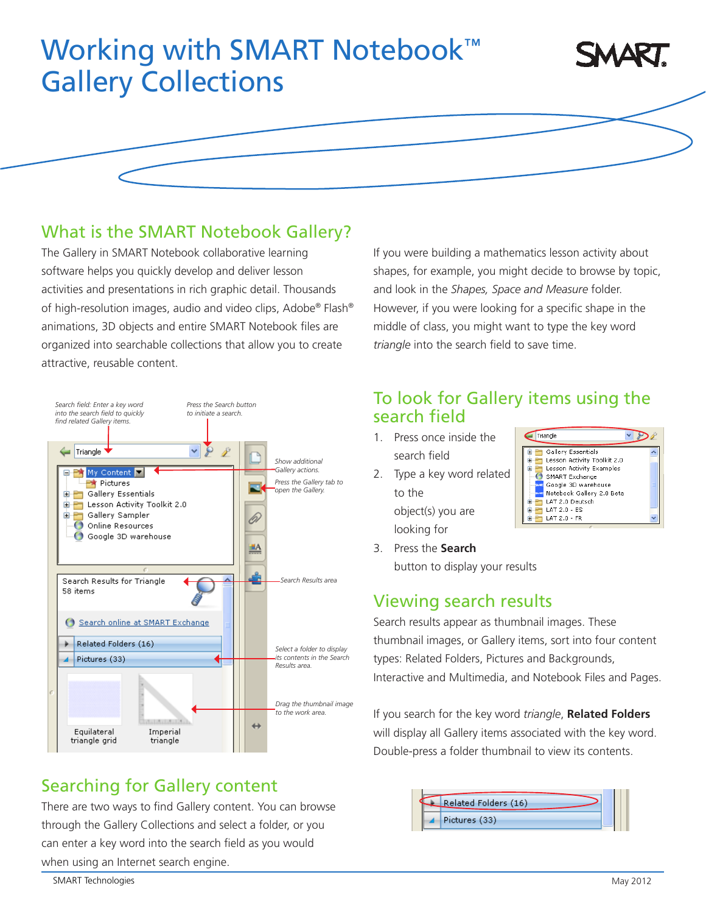# Working with SMART Notebook™ Gallery Collections

## What is the SMART Notebook Gallery?

The Gallery in SMART Notebook collaborative learning software helps you quickly develop and deliver lesson activities and presentations in rich graphic detail. Thousands of high-resolution images, audio and video clips, Adobe® Flash® animations, 3D objects and entire SMART Notebook files are organized into searchable collections that allow you to create attractive, reusable content.

If you were building a mathematics lesson activity about shapes, for example, you might decide to browse by topic, and look in the *Shapes, Space and Measure* folder. However, if you were looking for a specific shape in the middle of class, you might want to type the key word *triangle* into the search field to save time.

*Search field: Enter a key word into the search field to quickly find related Gallery items.*

*Press the Search button to initiate a search.*

*Show additional Gallery actions.*

*Press the Gallery tab to open the Gallery.*

*Search Results area*

*Select a folder to display its contents in the Search Results area.*

*Drag the thumbnail image to the work area.*

## Searching for Gallery content

There are two ways to find Gallery content. You can browse through the Gallery Collections and select a folder, or you can enter a key word into the search field as you would when using an Internet search engine.

## To look for Gallery items using the search field

1. Press once inside the search field
2. Type a key word related to the object(s) you are looking for
3. Press the **Search** button to display your results

## Viewing search results

Search results appear as thumbnail images. These thumbnail images, or Gallery items, sort into four content types: Related Folders, Pictures and Backgrounds, Interactive and Multimedia, and Notebook Files and Pages.

If you search for the key word *triangle*, **Related Folders** will display all Gallery items associated with the key word. Double-press a folder thumbnail to view its contents.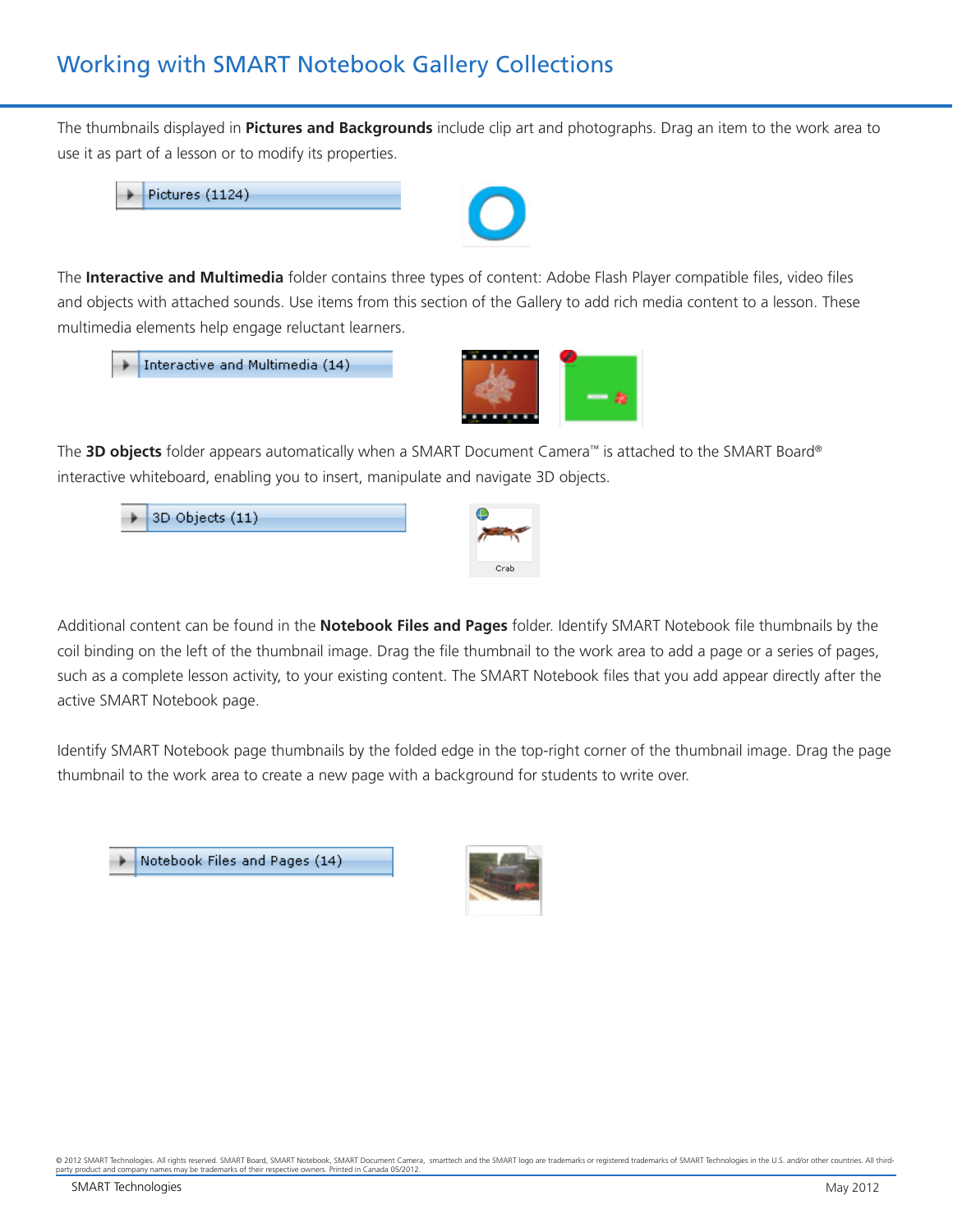# Working with SMART Notebook Gallery Collections

The thumbnails displayed in **Pictures and Backgrounds** include clip art and photographs. Drag an item to the work area to use it as part of a lesson or to modify its properties.

Pictures (1124)

The **Interactive and Multimedia** folder contains three types of content: Adobe Flash Player compatible files, video files and objects with attached sounds. Use items from this section of the Gallery to add rich media content to a lesson. These multimedia elements help engage reluctant learners.

Interactive and Multimedia (14)

The **3D objects** folder appears automatically when a SMART Document Camera™ is attached to the SMART Board® interactive whiteboard, enabling you to insert, manipulate and navigate 3D objects.

3D Objects (11)

Crab

Additional content can be found in the **Notebook Files and Pages** folder. Identify SMART Notebook file thumbnails by the coil binding on the left of the thumbnail image. Drag the file thumbnail to the work area to add a page or a series of pages, such as a complete lesson activity, to your existing content. The SMART Notebook files that you add appear directly after the active SMART Notebook page.

Identify SMART Notebook page thumbnails by the folded edge in the top-right corner of the thumbnail image. Drag the page thumbnail to the work area to create a new page with a background for students to write over.

Notebook Files and Pages (14)

© 2012 SMART Technologies. All rights reserved. SMART Board, SMART Notebook, SMART Document Camera, smarttech and the SMART logo are trademarks or registered trademarks of SMART Technologies in the U.S. and/or other countries. All third-party product and company names may be trademarks of their respective owners. Printed in Canada 05/2012.